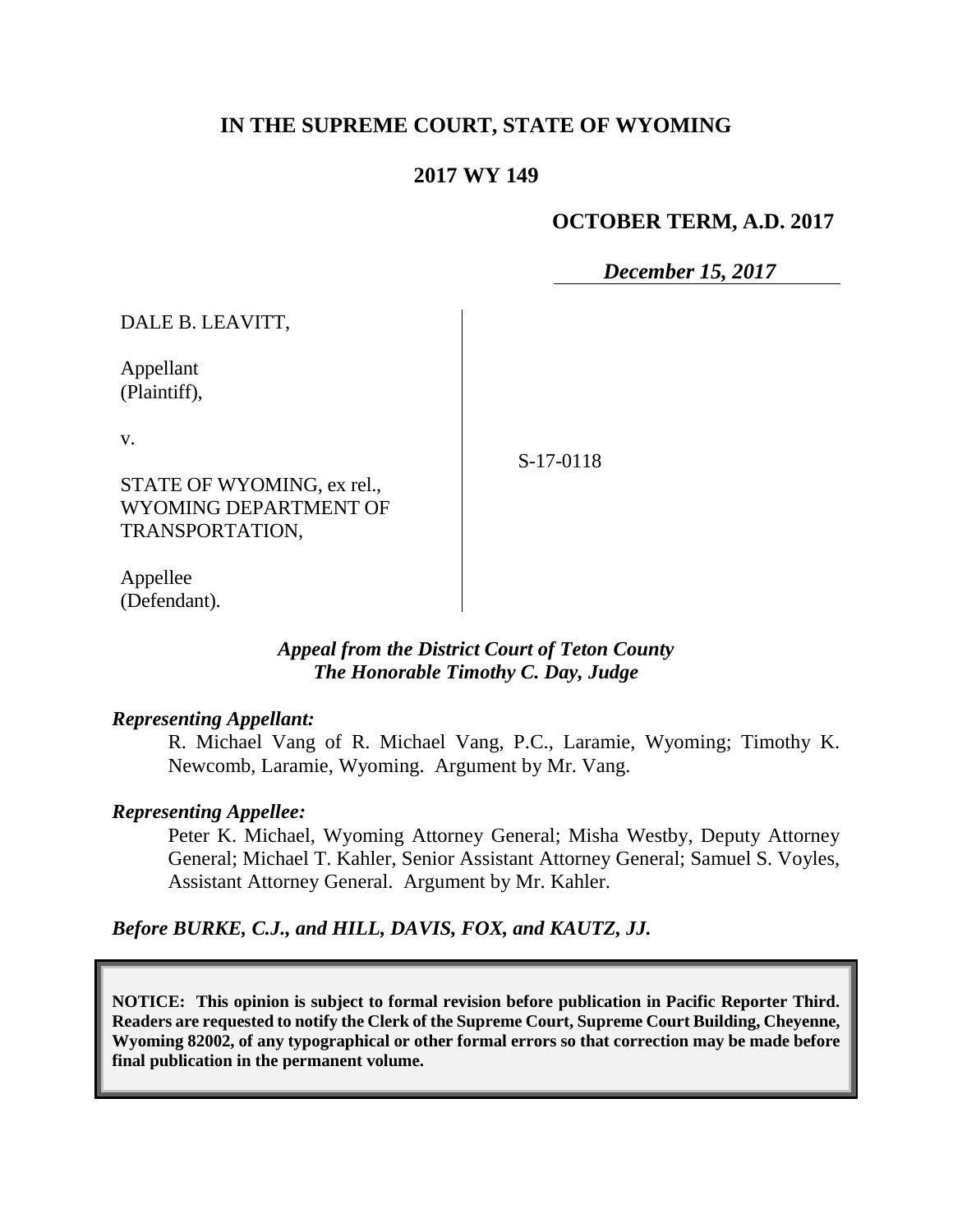**IN THE SUPREME COURT, STATE OF WYOMING**

**2017 WY 149**

**OCTOBER TERM, A.D. 2017**

***December 15, 2017***

DALE B. LEAVITT,

Appellant
(Plaintiff),

v.

STATE OF WYOMING, ex rel., WYOMING DEPARTMENT OF TRANSPORTATION,

Appellee
(Defendant).

S-17-0118

***Appeal from the District Court of Teton County***
***The Honorable Timothy C. Day, Judge***

***Representing Appellant:***

R. Michael Vang of R. Michael Vang, P.C., Laramie, Wyoming; Timothy K. Newcomb, Laramie, Wyoming. Argument by Mr. Vang.

***Representing Appellee:***

Peter K. Michael, Wyoming Attorney General; Misha Westby, Deputy Attorney General; Michael T. Kahler, Senior Assistant Attorney General; Samuel S. Voyles, Assistant Attorney General. Argument by Mr. Kahler.

***Before BURKE, C.J., and HILL, DAVIS, FOX, and KAUTZ, JJ.***

**NOTICE: This opinion is subject to formal revision before publication in Pacific Reporter Third. Readers are requested to notify the Clerk of the Supreme Court, Supreme Court Building, Cheyenne, Wyoming 82002, of any typographical or other formal errors so that correction may be made before final publication in the permanent volume.**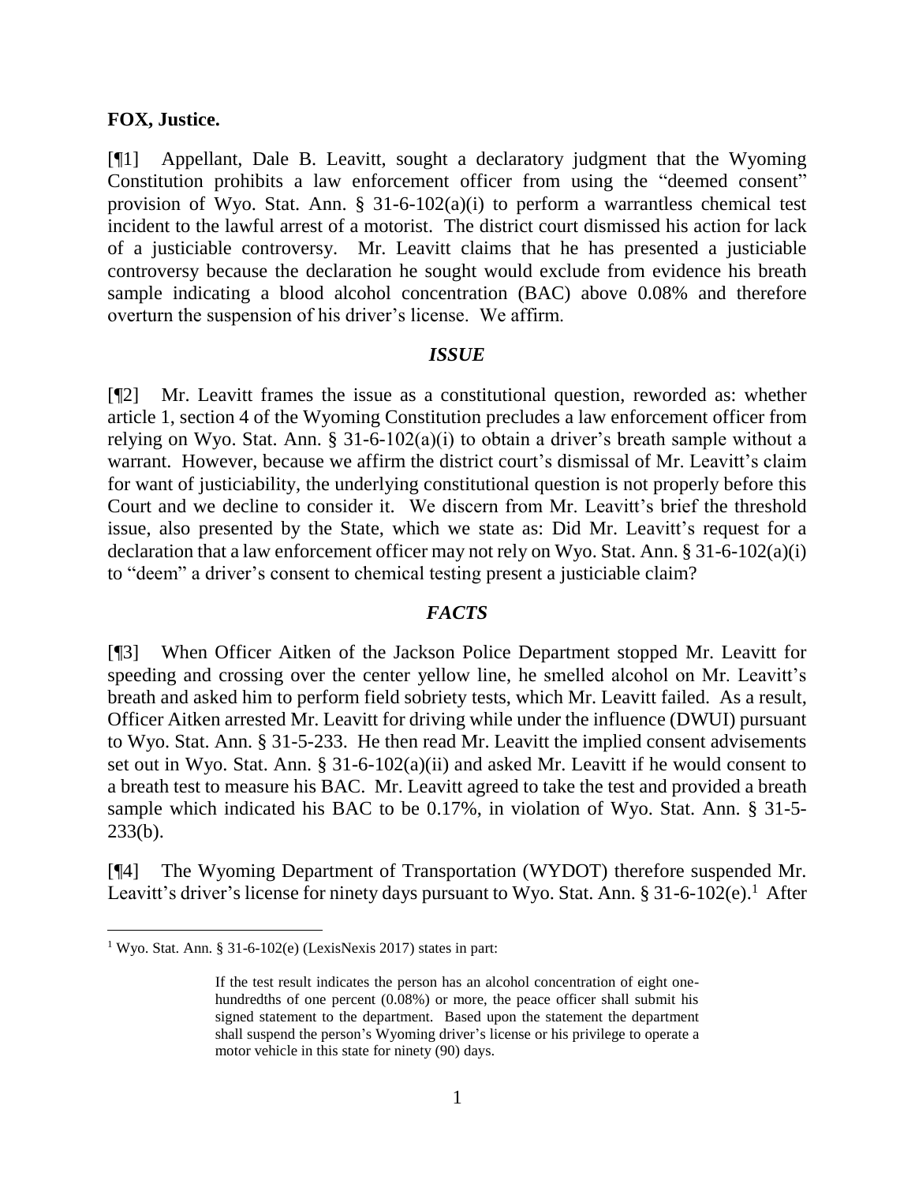**FOX, Justice.**

[¶1] Appellant, Dale B. Leavitt, sought a declaratory judgment that the Wyoming Constitution prohibits a law enforcement officer from using the "deemed consent" provision of Wyo. Stat. Ann. § 31-6-102(a)(i) to perform a warrantless chemical test incident to the lawful arrest of a motorist. The district court dismissed his action for lack of a justiciable controversy. Mr. Leavitt claims that he has presented a justiciable controversy because the declaration he sought would exclude from evidence his breath sample indicating a blood alcohol concentration (BAC) above 0.08% and therefore overturn the suspension of his driver's license. We affirm.

## *ISSUE*

[¶2] Mr. Leavitt frames the issue as a constitutional question, reworded as: whether article 1, section 4 of the Wyoming Constitution precludes a law enforcement officer from relying on Wyo. Stat. Ann. § 31-6-102(a)(i) to obtain a driver's breath sample without a warrant. However, because we affirm the district court's dismissal of Mr. Leavitt's claim for want of justiciability, the underlying constitutional question is not properly before this Court and we decline to consider it. We discern from Mr. Leavitt's brief the threshold issue, also presented by the State, which we state as: Did Mr. Leavitt's request for a declaration that a law enforcement officer may not rely on Wyo. Stat. Ann. § 31-6-102(a)(i) to "deem" a driver's consent to chemical testing present a justiciable claim?

## *FACTS*

[¶3] When Officer Aitken of the Jackson Police Department stopped Mr. Leavitt for speeding and crossing over the center yellow line, he smelled alcohol on Mr. Leavitt's breath and asked him to perform field sobriety tests, which Mr. Leavitt failed. As a result, Officer Aitken arrested Mr. Leavitt for driving while under the influence (DWUI) pursuant to Wyo. Stat. Ann. § 31-5-233. He then read Mr. Leavitt the implied consent advisements set out in Wyo. Stat. Ann. § 31-6-102(a)(ii) and asked Mr. Leavitt if he would consent to a breath test to measure his BAC. Mr. Leavitt agreed to take the test and provided a breath sample which indicated his BAC to be 0.17%, in violation of Wyo. Stat. Ann. § 31-5-233(b).

[¶4] The Wyoming Department of Transportation (WYDOT) therefore suspended Mr. Leavitt's driver's license for ninety days pursuant to Wyo. Stat. Ann. § 31-6-102(e).[1] After

---

[1] Wyo. Stat. Ann. § 31-6-102(e) (LexisNexis 2017) states in part:

> If the test result indicates the person has an alcohol concentration of eight one-hundredths of one percent (0.08%) or more, the peace officer shall submit his signed statement to the department. Based upon the statement the department shall suspend the person's Wyoming driver's license or his privilege to operate a motor vehicle in this state for ninety (90) days.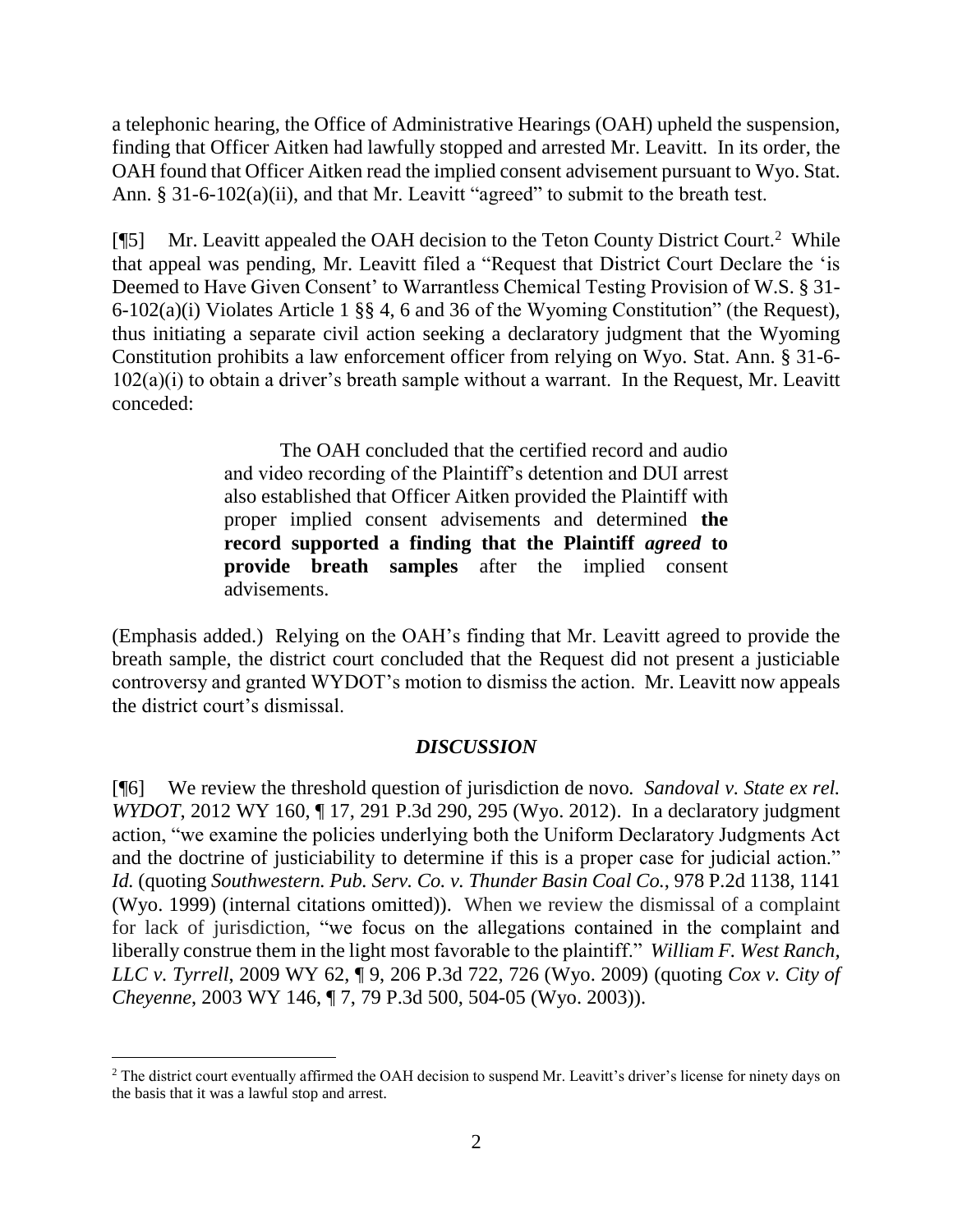a telephonic hearing, the Office of Administrative Hearings (OAH) upheld the suspension, finding that Officer Aitken had lawfully stopped and arrested Mr. Leavitt. In its order, the OAH found that Officer Aitken read the implied consent advisement pursuant to Wyo. Stat. Ann. § 31-6-102(a)(ii), and that Mr. Leavitt "agreed" to submit to the breath test.

[¶5] Mr. Leavitt appealed the OAH decision to the Teton County District Court.[2] While that appeal was pending, Mr. Leavitt filed a "Request that District Court Declare the 'is Deemed to Have Given Consent' to Warrantless Chemical Testing Provision of W.S. § 31-6-102(a)(i) Violates Article 1 §§ 4, 6 and 36 of the Wyoming Constitution" (the Request), thus initiating a separate civil action seeking a declaratory judgment that the Wyoming Constitution prohibits a law enforcement officer from relying on Wyo. Stat. Ann. § 31-6-102(a)(i) to obtain a driver's breath sample without a warrant. In the Request, Mr. Leavitt conceded:

> The OAH concluded that the certified record and audio and video recording of the Plaintiff's detention and DUI arrest also established that Officer Aitken provided the Plaintiff with proper implied consent advisements and determined **the record supported a finding that the Plaintiff *agreed* to provide breath samples** after the implied consent advisements.

(Emphasis added.) Relying on the OAH's finding that Mr. Leavitt agreed to provide the breath sample, the district court concluded that the Request did not present a justiciable controversy and granted WYDOT's motion to dismiss the action. Mr. Leavitt now appeals the district court's dismissal.

## *DISCUSSION*

[¶6] We review the threshold question of jurisdiction de novo. *Sandoval v. State ex rel. WYDOT*, 2012 WY 160, ¶ 17, 291 P.3d 290, 295 (Wyo. 2012). In a declaratory judgment action, "we examine the policies underlying both the Uniform Declaratory Judgments Act and the doctrine of justiciability to determine if this is a proper case for judicial action." *Id.* (quoting *Southwestern. Pub. Serv. Co. v. Thunder Basin Coal Co.*, 978 P.2d 1138, 1141 (Wyo. 1999) (internal citations omitted)). When we review the dismissal of a complaint for lack of jurisdiction, "we focus on the allegations contained in the complaint and liberally construe them in the light most favorable to the plaintiff." *William F. West Ranch, LLC v. Tyrrell*, 2009 WY 62, ¶ 9, 206 P.3d 722, 726 (Wyo. 2009) (quoting *Cox v. City of Cheyenne*, 2003 WY 146, ¶ 7, 79 P.3d 500, 504-05 (Wyo. 2003)).

---

[2] The district court eventually affirmed the OAH decision to suspend Mr. Leavitt's driver's license for ninety days on the basis that it was a lawful stop and arrest.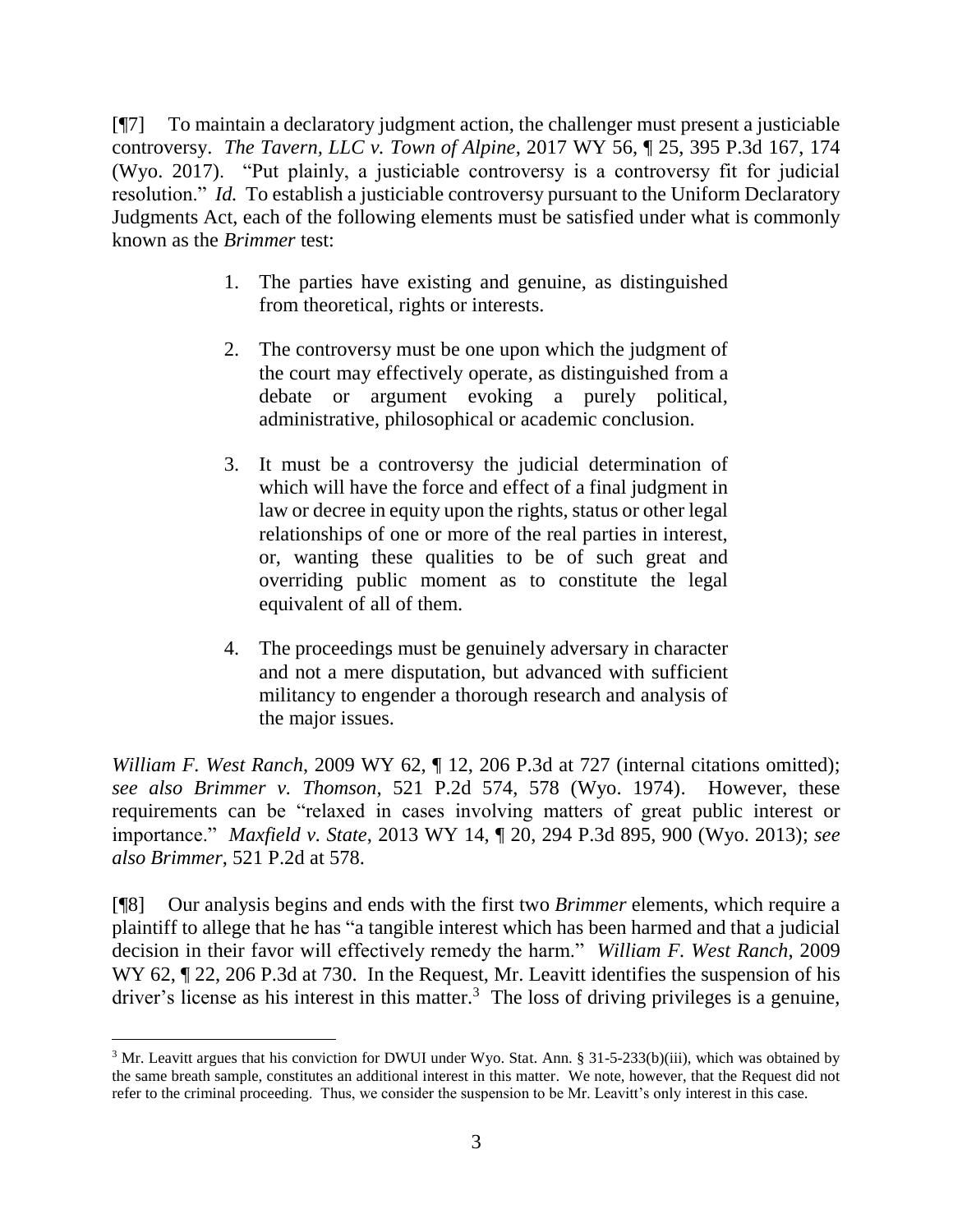[¶7] To maintain a declaratory judgment action, the challenger must present a justiciable controversy. *The Tavern, LLC v. Town of Alpine*, 2017 WY 56, ¶ 25, 395 P.3d 167, 174 (Wyo. 2017). "Put plainly, a justiciable controversy is a controversy fit for judicial resolution." *Id.* To establish a justiciable controversy pursuant to the Uniform Declaratory Judgments Act, each of the following elements must be satisfied under what is commonly known as the *Brimmer* test:

> 1. The parties have existing and genuine, as distinguished from theoretical, rights or interests.
>
> 2. The controversy must be one upon which the judgment of the court may effectively operate, as distinguished from a debate or argument evoking a purely political, administrative, philosophical or academic conclusion.
>
> 3. It must be a controversy the judicial determination of which will have the force and effect of a final judgment in law or decree in equity upon the rights, status or other legal relationships of one or more of the real parties in interest, or, wanting these qualities to be of such great and overriding public moment as to constitute the legal equivalent of all of them.
>
> 4. The proceedings must be genuinely adversary in character and not a mere disputation, but advanced with sufficient militancy to engender a thorough research and analysis of the major issues.

*William F. West Ranch*, 2009 WY 62, ¶ 12, 206 P.3d at 727 (internal citations omitted); *see also Brimmer v. Thomson*, 521 P.2d 574, 578 (Wyo. 1974). However, these requirements can be "relaxed in cases involving matters of great public interest or importance." *Maxfield v. State*, 2013 WY 14, ¶ 20, 294 P.3d 895, 900 (Wyo. 2013); *see also Brimmer*, 521 P.2d at 578.

[¶8] Our analysis begins and ends with the first two *Brimmer* elements, which require a plaintiff to allege that he has "a tangible interest which has been harmed and that a judicial decision in their favor will effectively remedy the harm." *William F. West Ranch*, 2009 WY 62, ¶ 22, 206 P.3d at 730. In the Request, Mr. Leavitt identifies the suspension of his driver's license as his interest in this matter.[3] The loss of driving privileges is a genuine,

---

[3] Mr. Leavitt argues that his conviction for DWUI under Wyo. Stat. Ann. § 31-5-233(b)(iii), which was obtained by the same breath sample, constitutes an additional interest in this matter. We note, however, that the Request did not refer to the criminal proceeding. Thus, we consider the suspension to be Mr. Leavitt's only interest in this case.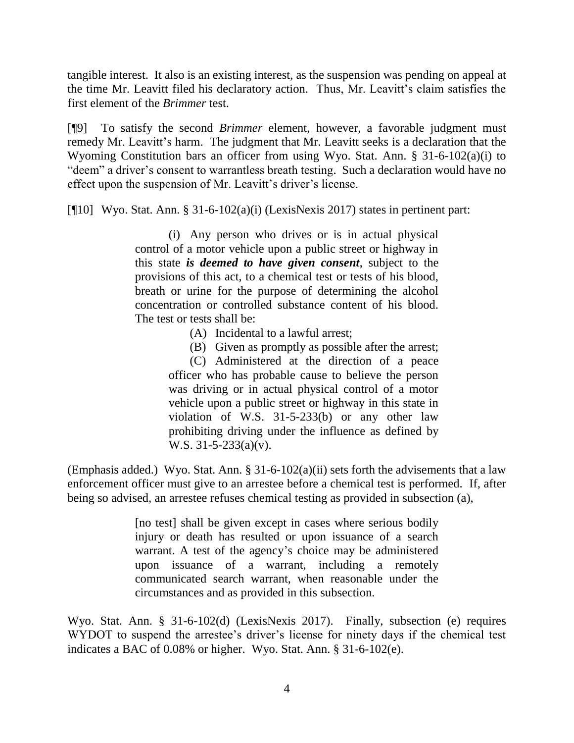tangible interest. It also is an existing interest, as the suspension was pending on appeal at the time Mr. Leavitt filed his declaratory action. Thus, Mr. Leavitt's claim satisfies the first element of the *Brimmer* test.

[¶9] To satisfy the second *Brimmer* element, however, a favorable judgment must remedy Mr. Leavitt's harm. The judgment that Mr. Leavitt seeks is a declaration that the Wyoming Constitution bars an officer from using Wyo. Stat. Ann. § 31-6-102(a)(i) to "deem" a driver's consent to warrantless breath testing. Such a declaration would have no effect upon the suspension of Mr. Leavitt's driver's license.

[¶10] Wyo. Stat. Ann. § 31-6-102(a)(i) (LexisNexis 2017) states in pertinent part:

> (i) Any person who drives or is in actual physical control of a motor vehicle upon a public street or highway in this state ***is deemed to have given consent***, subject to the provisions of this act, to a chemical test or tests of his blood, breath or urine for the purpose of determining the alcohol concentration or controlled substance content of his blood. The test or tests shall be:
>
> (A) Incidental to a lawful arrest;
>
> (B) Given as promptly as possible after the arrest;
>
> (C) Administered at the direction of a peace officer who has probable cause to believe the person was driving or in actual physical control of a motor vehicle upon a public street or highway in this state in violation of W.S. 31-5-233(b) or any other law prohibiting driving under the influence as defined by W.S. 31-5-233(a)(v).

(Emphasis added.) Wyo. Stat. Ann. § 31-6-102(a)(ii) sets forth the advisements that a law enforcement officer must give to an arrestee before a chemical test is performed. If, after being so advised, an arrestee refuses chemical testing as provided in subsection (a),

> [no test] shall be given except in cases where serious bodily injury or death has resulted or upon issuance of a search warrant. A test of the agency's choice may be administered upon issuance of a warrant, including a remotely communicated search warrant, when reasonable under the circumstances and as provided in this subsection.

Wyo. Stat. Ann. § 31-6-102(d) (LexisNexis 2017). Finally, subsection (e) requires WYDOT to suspend the arrestee's driver's license for ninety days if the chemical test indicates a BAC of 0.08% or higher. Wyo. Stat. Ann. § 31-6-102(e).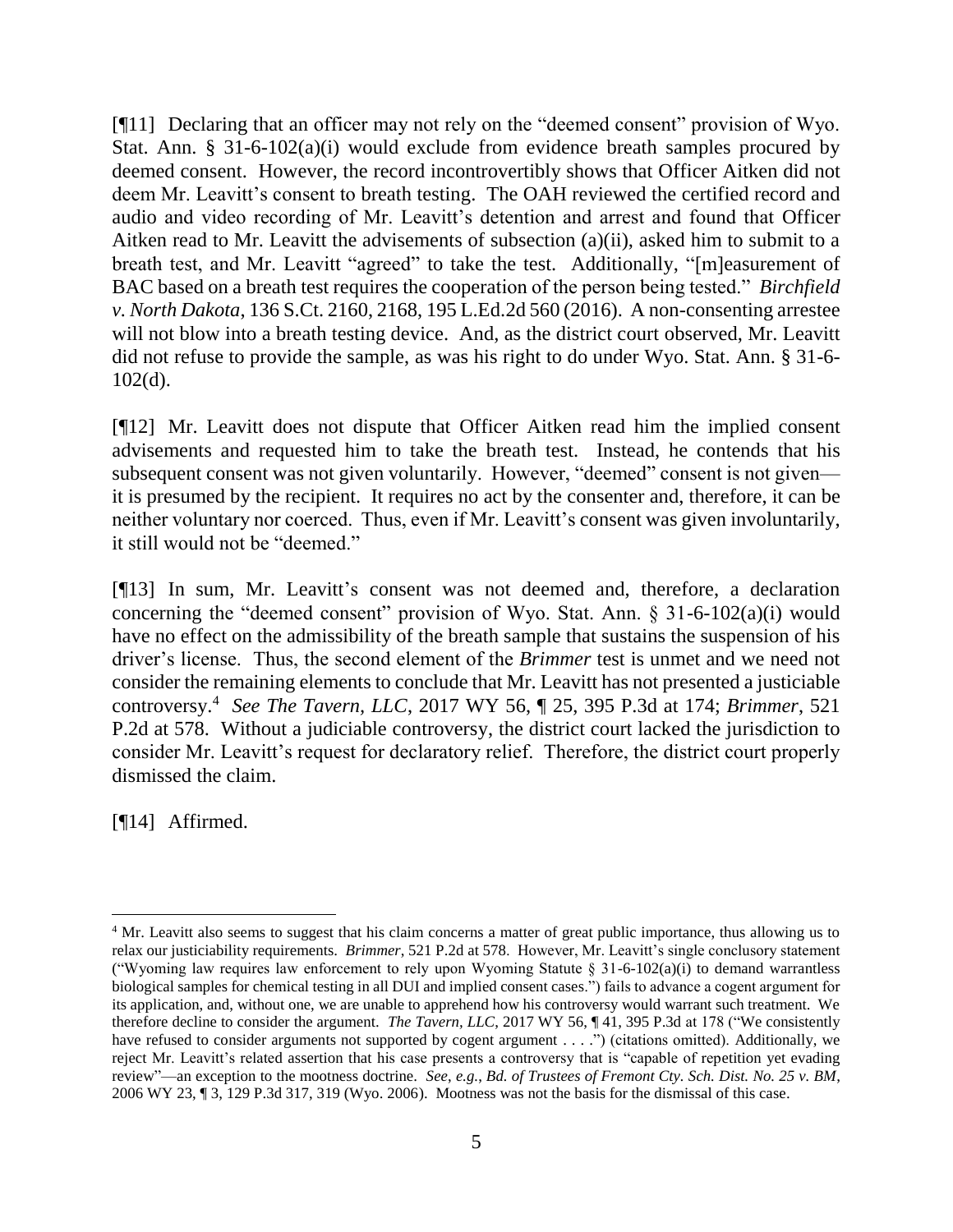[¶11] Declaring that an officer may not rely on the "deemed consent" provision of Wyo. Stat. Ann. § 31-6-102(a)(i) would exclude from evidence breath samples procured by deemed consent. However, the record incontrovertibly shows that Officer Aitken did not deem Mr. Leavitt's consent to breath testing. The OAH reviewed the certified record and audio and video recording of Mr. Leavitt's detention and arrest and found that Officer Aitken read to Mr. Leavitt the advisements of subsection (a)(ii), asked him to submit to a breath test, and Mr. Leavitt "agreed" to take the test. Additionally, "[m]easurement of BAC based on a breath test requires the cooperation of the person being tested." *Birchfield v. North Dakota*, 136 S.Ct. 2160, 2168, 195 L.Ed.2d 560 (2016). A non-consenting arrestee will not blow into a breath testing device. And, as the district court observed, Mr. Leavitt did not refuse to provide the sample, as was his right to do under Wyo. Stat. Ann. § 31-6-102(d).

[¶12] Mr. Leavitt does not dispute that Officer Aitken read him the implied consent advisements and requested him to take the breath test. Instead, he contends that his subsequent consent was not given voluntarily. However, "deemed" consent is not given—it is presumed by the recipient. It requires no act by the consenter and, therefore, it can be neither voluntary nor coerced. Thus, even if Mr. Leavitt's consent was given involuntarily, it still would not be "deemed."

[¶13] In sum, Mr. Leavitt's consent was not deemed and, therefore, a declaration concerning the "deemed consent" provision of Wyo. Stat. Ann. § 31-6-102(a)(i) would have no effect on the admissibility of the breath sample that sustains the suspension of his driver's license. Thus, the second element of the *Brimmer* test is unmet and we need not consider the remaining elements to conclude that Mr. Leavitt has not presented a justiciable controversy.[4] *See The Tavern, LLC*, 2017 WY 56, ¶ 25, 395 P.3d at 174; *Brimmer*, 521 P.2d at 578. Without a judiciable controversy, the district court lacked the jurisdiction to consider Mr. Leavitt's request for declaratory relief. Therefore, the district court properly dismissed the claim.

[¶14] Affirmed.

---

[4] Mr. Leavitt also seems to suggest that his claim concerns a matter of great public importance, thus allowing us to relax our justiciability requirements. *Brimmer*, 521 P.2d at 578. However, Mr. Leavitt's single conclusory statement ("Wyoming law requires law enforcement to rely upon Wyoming Statute § 31-6-102(a)(i) to demand warrantless biological samples for chemical testing in all DUI and implied consent cases.") fails to advance a cogent argument for its application, and, without one, we are unable to apprehend how his controversy would warrant such treatment. We therefore decline to consider the argument. *The Tavern, LLC*, 2017 WY 56, ¶ 41, 395 P.3d at 178 ("We consistently have refused to consider arguments not supported by cogent argument . . . .") (citations omitted). Additionally, we reject Mr. Leavitt's related assertion that his case presents a controversy that is "capable of repetition yet evading review"—an exception to the mootness doctrine. *See, e.g.*, *Bd. of Trustees of Fremont Cty. Sch. Dist. No. 25 v. BM*, 2006 WY 23, ¶ 3, 129 P.3d 317, 319 (Wyo. 2006). Mootness was not the basis for the dismissal of this case.